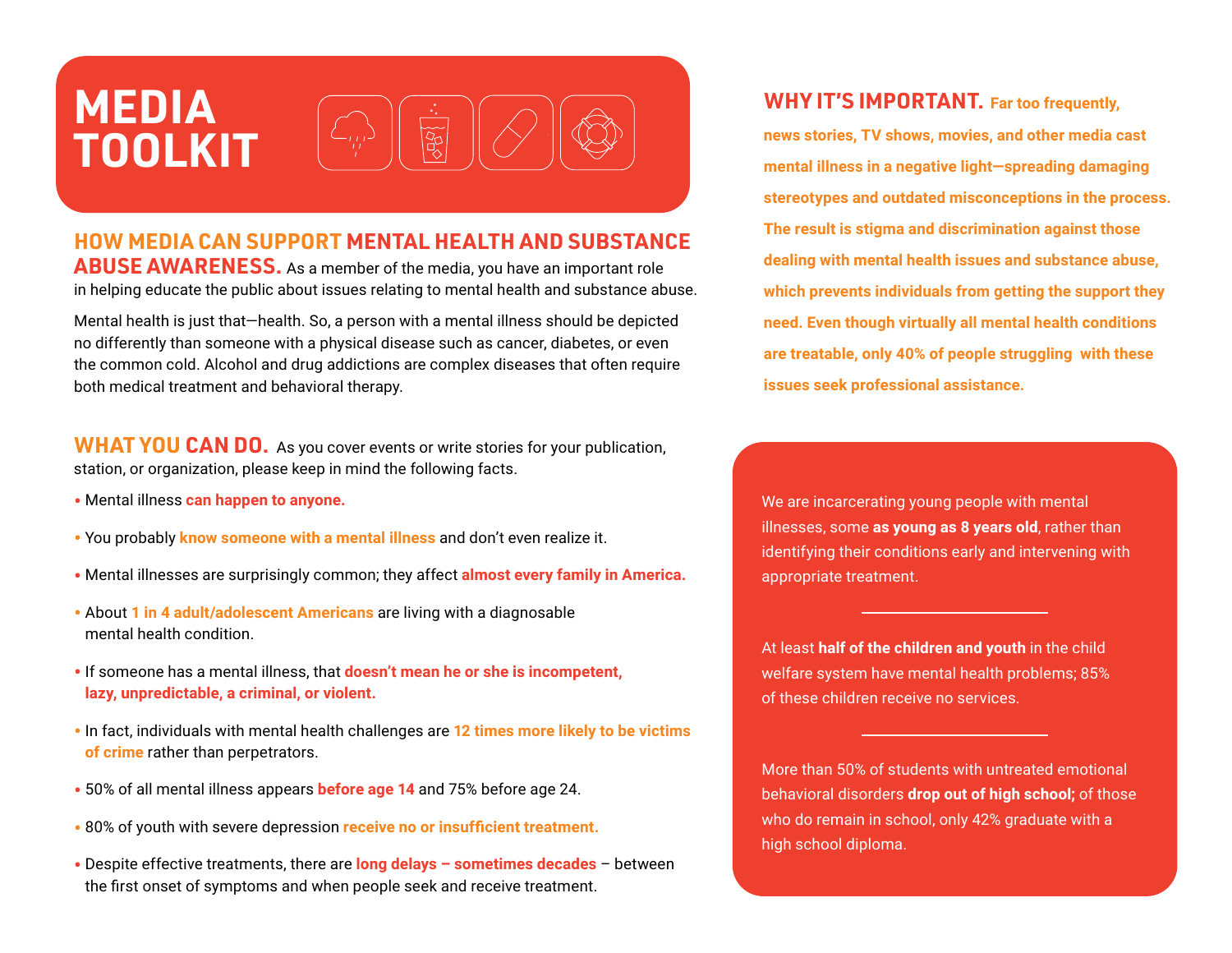# MEDIA TOOLKIT

## HOW MEDIA CAN SUPPORT MENTAL HEALTH AND SUBSTANCE ABUSE AWARENESS.

As a member of the media, you have an important role in helping educate the public about issues relating to mental health and substance abuse.

Mental health is just that—health. So, a person with a mental illness should be depicted no differently than someone with a physical disease such as cancer, diabetes, or even the common cold. Alcohol and drug addictions are complex diseases that often require both medical treatment and behavioral therapy.

## WHAT YOU CAN DO.

As you cover events or write stories for your publication, station, or organization, please keep in mind the following facts.

- Mental illness **can happen to anyone.**
- You probably **know someone with a mental illness** and don't even realize it.
- Mental illnesses are surprisingly common; they affect **almost every family in America.**
- About **1 in 4 adult/adolescent Americans** are living with a diagnosable mental health condition.
- If someone has a mental illness, that **doesn't mean he or she is incompetent, lazy, unpredictable, a criminal, or violent.**
- In fact, individuals with mental health challenges are **12 times more likely to be victims of crime** rather than perpetrators.
- 50% of all mental illness appears **before age 14** and 75% before age 24.
- 80% of youth with severe depression **receive no or insufficient treatment.**
- Despite effective treatments, there are **long delays – sometimes decades** – between the first onset of symptoms and when people seek and receive treatment.

## WHY IT'S IMPORTANT.

**Far too frequently, news stories, TV shows, movies, and other media cast mental illness in a negative light—spreading damaging stereotypes and outdated misconceptions in the process. The result is stigma and discrimination against those dealing with mental health issues and substance abuse, which prevents individuals from getting the support they need. Even though virtually all mental health conditions are treatable, only 40% of people struggling with these issues seek professional assistance.**

We are incarcerating young people with mental illnesses, some **as young as 8 years old**, rather than identifying their conditions early and intervening with appropriate treatment.

---

At least **half of the children and youth** in the child welfare system have mental health problems; 85% of these children receive no services.

---

More than 50% of students with untreated emotional behavioral disorders **drop out of high school;** of those who do remain in school, only 42% graduate with a high school diploma.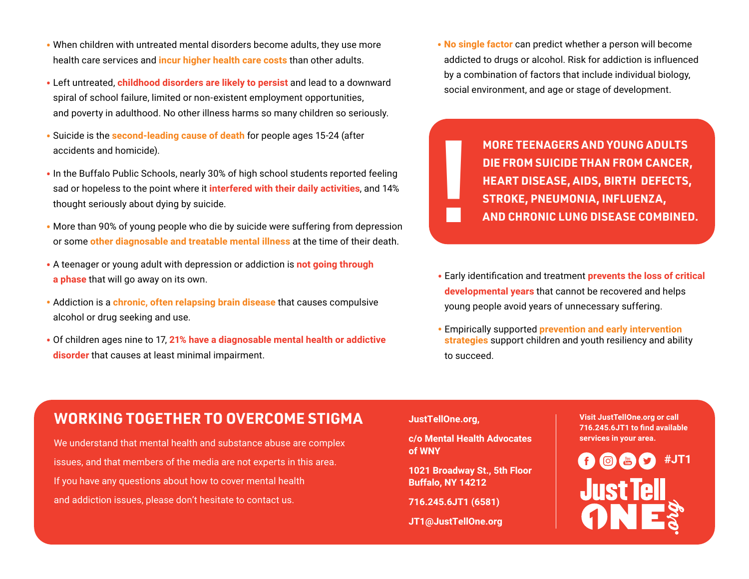- When children with untreated mental disorders become adults, they use more health care services and **incur higher health care costs** than other adults.
- Left untreated, **childhood disorders are likely to persist** and lead to a downward spiral of school failure, limited or non-existent employment opportunities, and poverty in adulthood. No other illness harms so many children so seriously.
- Suicide is the **second-leading cause of death** for people ages 15-24 (after accidents and homicide).
- In the Buffalo Public Schools, nearly 30% of high school students reported feeling sad or hopeless to the point where it **interfered with their daily activities**, and 14% thought seriously about dying by suicide.
- More than 90% of young people who die by suicide were suffering from depression or some **other diagnosable and treatable mental illness** at the time of their death.
- A teenager or young adult with depression or addiction is **not going through a phase** that will go away on its own.
- Addiction is a **chronic, often relapsing brain disease** that causes compulsive alcohol or drug seeking and use.
- Of children ages nine to 17, **21% have a diagnosable mental health or addictive disorder** that causes at least minimal impairment.
- **No single factor** can predict whether a person will become addicted to drugs or alcohol. Risk for addiction is influenced by a combination of factors that include individual biology, social environment, and age or stage of development.

**!**

**MORE TEENAGERS AND YOUNG ADULTS DIE FROM SUICIDE THAN FROM CANCER, HEART DISEASE, AIDS, BIRTH DEFECTS, STROKE, PNEUMONIA, INFLUENZA, AND CHRONIC LUNG DISEASE COMBINED.**

- Early identification and treatment **prevents the loss of critical developmental years** that cannot be recovered and helps young people avoid years of unnecessary suffering.
- Empirically supported **prevention and early intervention strategies** support children and youth resiliency and ability to succeed.

## WORKING TOGETHER TO OVERCOME STIGMA

We understand that mental health and substance abuse are complex issues, and that members of the media are not experts in this area. If you have any questions about how to cover mental health and addiction issues, please don't hesitate to contact us.

**JustTellOne.org,**

**c/o Mental Health Advocates of WNY**

**1021 Broadway St., 5th Floor**
**Buffalo, NY 14212**

**716.245.6JT1 (6581)**

**JT1@JustTellOne.org**

**Visit JustTellOne.org or call 716.245.6JT1 to find available services in your area.**

**#JT1**

Just Tell ONE.org